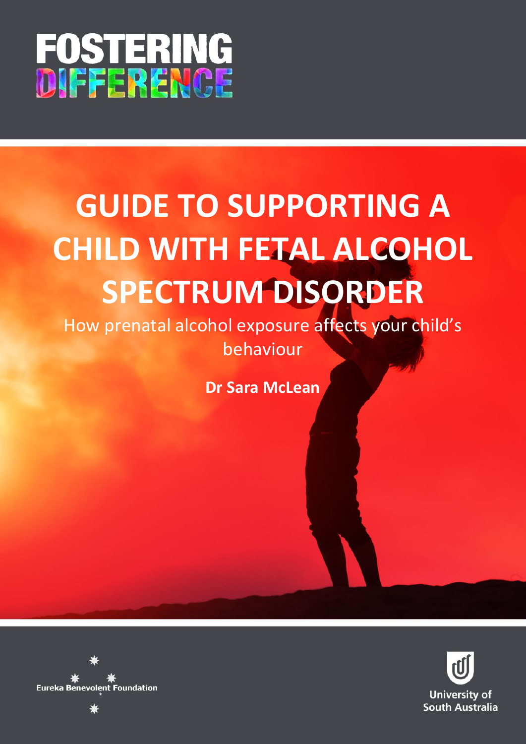FOSTERING DIFFERENCE

# GUIDE TO SUPPORTING A CHILD WITH FETAL ALCOHOL SPECTRUM DISORDER

How prenatal alcohol exposure affects your child's behaviour

**Dr Sara McLean**

Eureka Benevolent Foundation

University of South Australia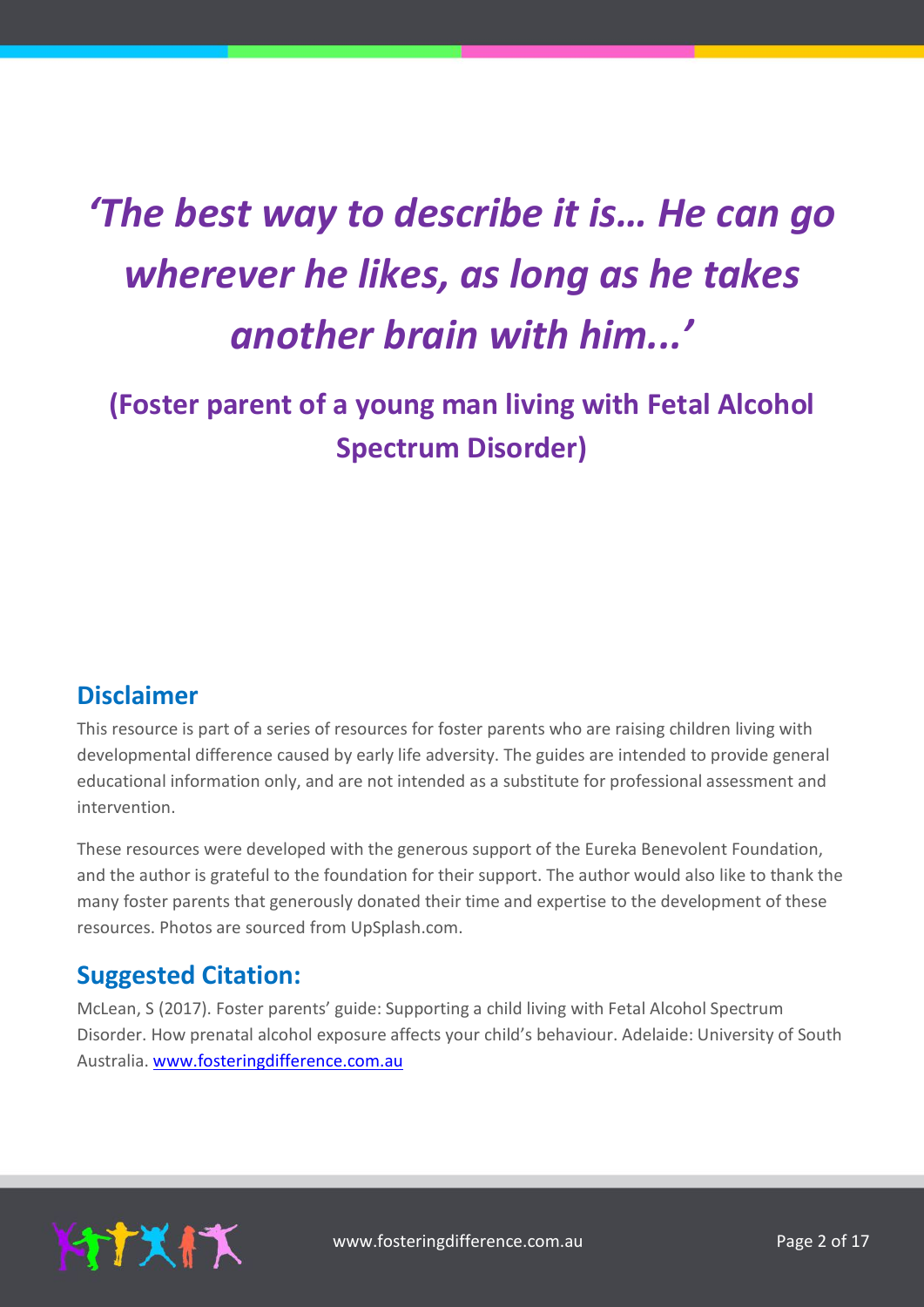*'The best way to describe it is… He can go wherever he likes, as long as he takes another brain with him...'*

**(Foster parent of a young man living with Fetal Alcohol Spectrum Disorder)**

## Disclaimer

This resource is part of a series of resources for foster parents who are raising children living with developmental difference caused by early life adversity. The guides are intended to provide general educational information only, and are not intended as a substitute for professional assessment and intervention.

These resources were developed with the generous support of the Eureka Benevolent Foundation, and the author is grateful to the foundation for their support. The author would also like to thank the many foster parents that generously donated their time and expertise to the development of these resources. Photos are sourced from UpSplash.com.

## Suggested Citation:

McLean, S (2017). Foster parents' guide: Supporting a child living with Fetal Alcohol Spectrum Disorder. How prenatal alcohol exposure affects your child's behaviour. Adelaide: University of South Australia. [www.fosteringdifference.com.au](http://www.fosteringdifference.com.au)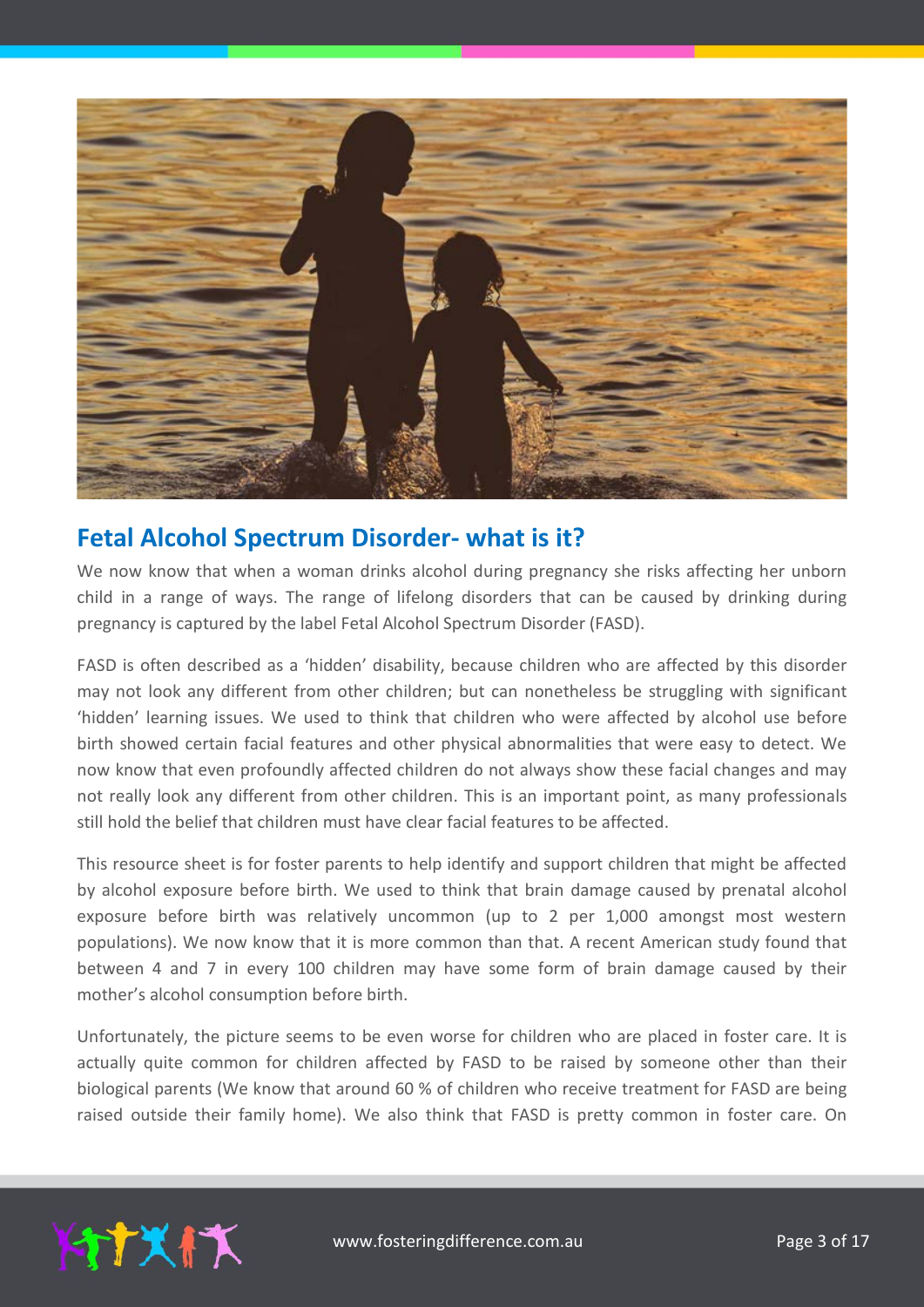## Fetal Alcohol Spectrum Disorder- what is it?

We now know that when a woman drinks alcohol during pregnancy she risks affecting her unborn child in a range of ways. The range of lifelong disorders that can be caused by drinking during pregnancy is captured by the label Fetal Alcohol Spectrum Disorder (FASD).

FASD is often described as a 'hidden' disability, because children who are affected by this disorder may not look any different from other children; but can nonetheless be struggling with significant 'hidden' learning issues. We used to think that children who were affected by alcohol use before birth showed certain facial features and other physical abnormalities that were easy to detect. We now know that even profoundly affected children do not always show these facial changes and may not really look any different from other children. This is an important point, as many professionals still hold the belief that children must have clear facial features to be affected.

This resource sheet is for foster parents to help identify and support children that might be affected by alcohol exposure before birth. We used to think that brain damage caused by prenatal alcohol exposure before birth was relatively uncommon (up to 2 per 1,000 amongst most western populations). We now know that it is more common than that. A recent American study found that between 4 and 7 in every 100 children may have some form of brain damage caused by their mother's alcohol consumption before birth.

Unfortunately, the picture seems to be even worse for children who are placed in foster care. It is actually quite common for children affected by FASD to be raised by someone other than their biological parents (We know that around 60 % of children who receive treatment for FASD are being raised outside their family home). We also think that FASD is pretty common in foster care. On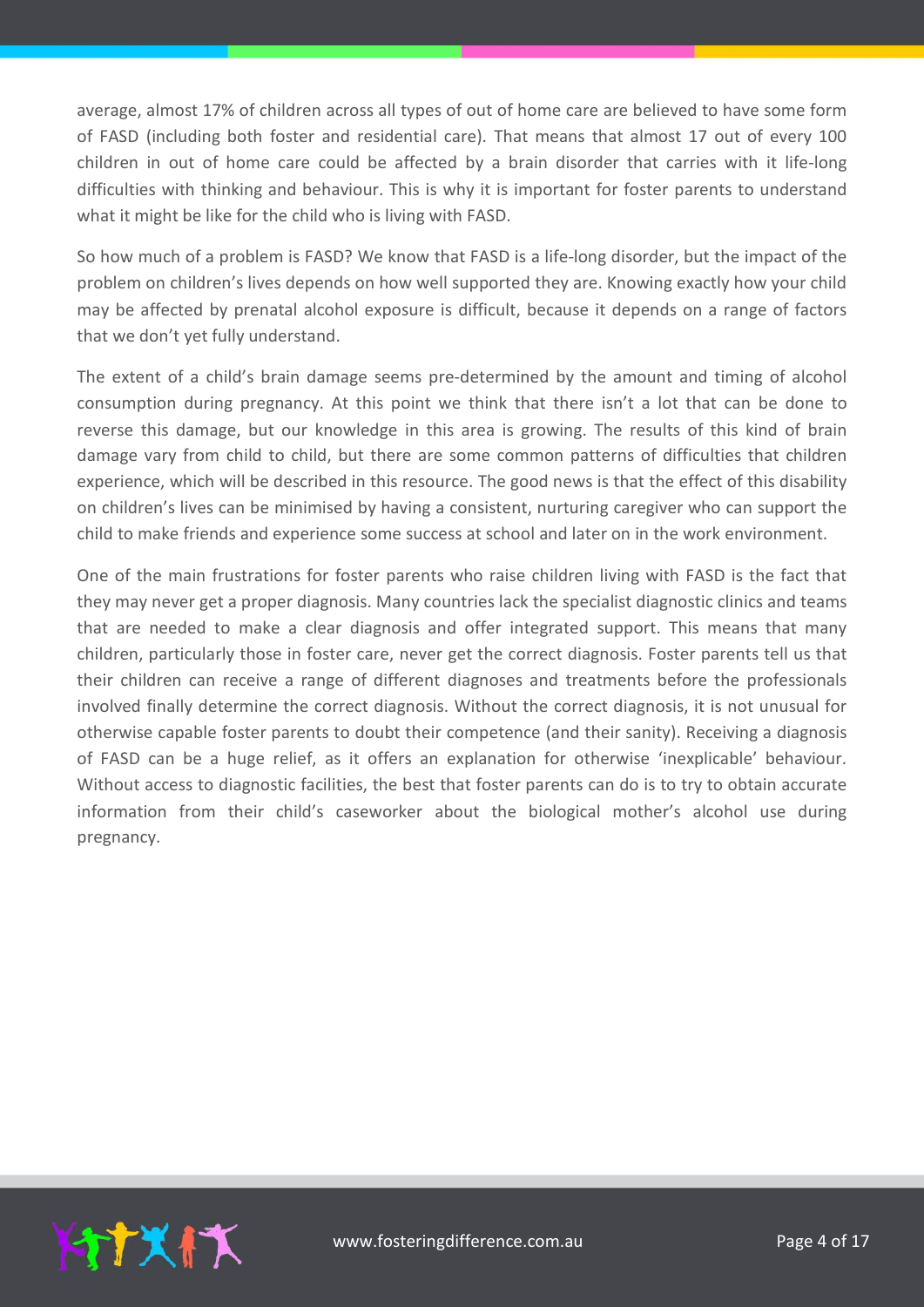average, almost 17% of children across all types of out of home care are believed to have some form of FASD (including both foster and residential care). That means that almost 17 out of every 100 children in out of home care could be affected by a brain disorder that carries with it life-long difficulties with thinking and behaviour. This is why it is important for foster parents to understand what it might be like for the child who is living with FASD.

So how much of a problem is FASD? We know that FASD is a life-long disorder, but the impact of the problem on children's lives depends on how well supported they are. Knowing exactly how your child may be affected by prenatal alcohol exposure is difficult, because it depends on a range of factors that we don't yet fully understand.

The extent of a child's brain damage seems pre-determined by the amount and timing of alcohol consumption during pregnancy. At this point we think that there isn't a lot that can be done to reverse this damage, but our knowledge in this area is growing. The results of this kind of brain damage vary from child to child, but there are some common patterns of difficulties that children experience, which will be described in this resource. The good news is that the effect of this disability on children's lives can be minimised by having a consistent, nurturing caregiver who can support the child to make friends and experience some success at school and later on in the work environment.

One of the main frustrations for foster parents who raise children living with FASD is the fact that they may never get a proper diagnosis. Many countries lack the specialist diagnostic clinics and teams that are needed to make a clear diagnosis and offer integrated support. This means that many children, particularly those in foster care, never get the correct diagnosis. Foster parents tell us that their children can receive a range of different diagnoses and treatments before the professionals involved finally determine the correct diagnosis. Without the correct diagnosis, it is not unusual for otherwise capable foster parents to doubt their competence (and their sanity). Receiving a diagnosis of FASD can be a huge relief, as it offers an explanation for otherwise 'inexplicable' behaviour. Without access to diagnostic facilities, the best that foster parents can do is to try to obtain accurate information from their child's caseworker about the biological mother's alcohol use during pregnancy.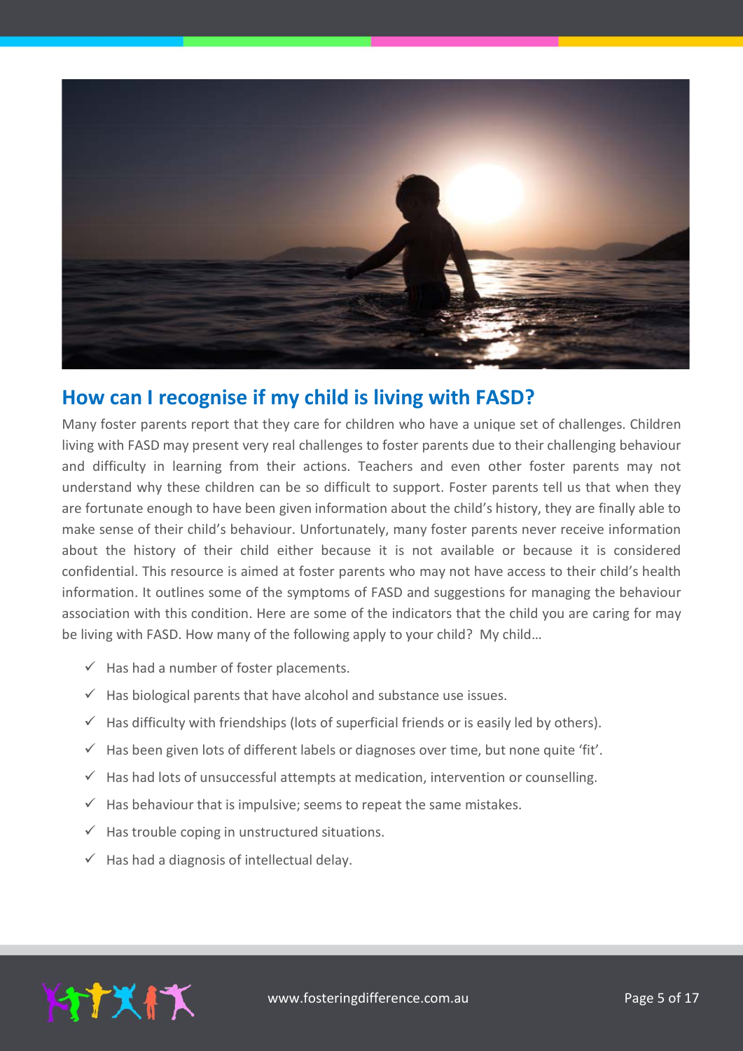## How can I recognise if my child is living with FASD?

Many foster parents report that they care for children who have a unique set of challenges. Children living with FASD may present very real challenges to foster parents due to their challenging behaviour and difficulty in learning from their actions. Teachers and even other foster parents may not understand why these children can be so difficult to support. Foster parents tell us that when they are fortunate enough to have been given information about the child's history, they are finally able to make sense of their child's behaviour. Unfortunately, many foster parents never receive information about the history of their child either because it is not available or because it is considered confidential. This resource is aimed at foster parents who may not have access to their child's health information. It outlines some of the symptoms of FASD and suggestions for managing the behaviour association with this condition. Here are some of the indicators that the child you are caring for may be living with FASD. How many of the following apply to your child? My child…

- ✓ Has had a number of foster placements.
- ✓ Has biological parents that have alcohol and substance use issues.
- ✓ Has difficulty with friendships (lots of superficial friends or is easily led by others).
- ✓ Has been given lots of different labels or diagnoses over time, but none quite 'fit'.
- ✓ Has had lots of unsuccessful attempts at medication, intervention or counselling.
- ✓ Has behaviour that is impulsive; seems to repeat the same mistakes.
- ✓ Has trouble coping in unstructured situations.
- ✓ Has had a diagnosis of intellectual delay.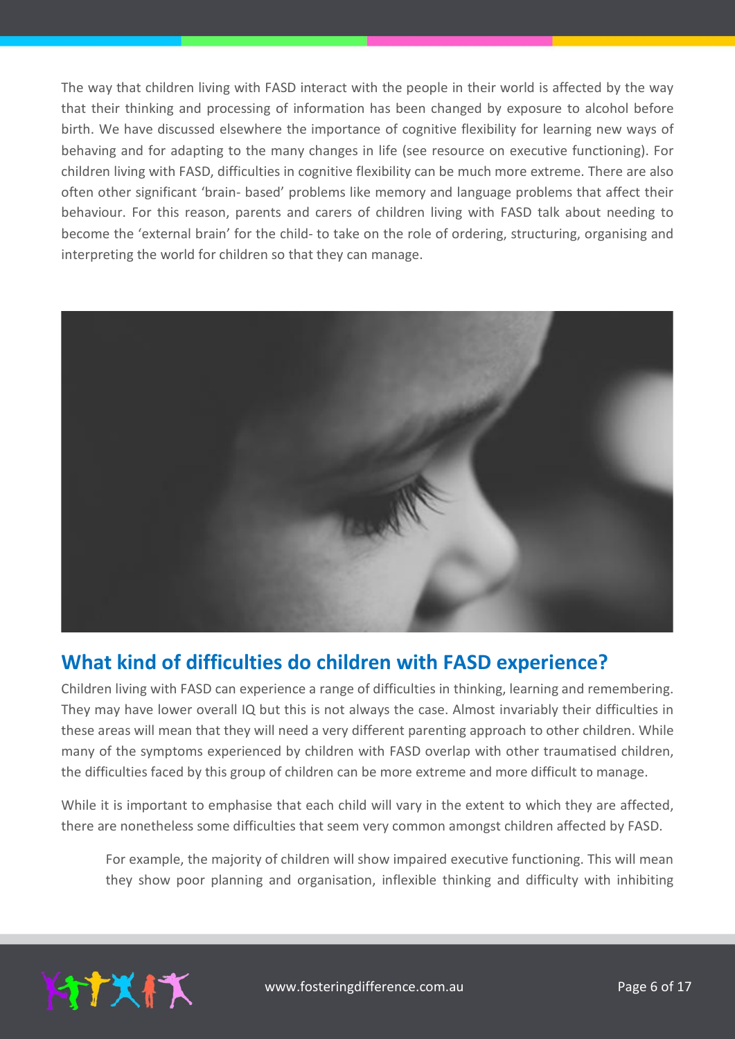The way that children living with FASD interact with the people in their world is affected by the way that their thinking and processing of information has been changed by exposure to alcohol before birth. We have discussed elsewhere the importance of cognitive flexibility for learning new ways of behaving and for adapting to the many changes in life (see resource on executive functioning). For children living with FASD, difficulties in cognitive flexibility can be much more extreme. There are also often other significant 'brain- based' problems like memory and language problems that affect their behaviour. For this reason, parents and carers of children living with FASD talk about needing to become the 'external brain' for the child- to take on the role of ordering, structuring, organising and interpreting the world for children so that they can manage.

## What kind of difficulties do children with FASD experience?

Children living with FASD can experience a range of difficulties in thinking, learning and remembering. They may have lower overall IQ but this is not always the case. Almost invariably their difficulties in these areas will mean that they will need a very different parenting approach to other children. While many of the symptoms experienced by children with FASD overlap with other traumatised children, the difficulties faced by this group of children can be more extreme and more difficult to manage.

While it is important to emphasise that each child will vary in the extent to which they are affected, there are nonetheless some difficulties that seem very common amongst children affected by FASD.

> For example, the majority of children will show impaired executive functioning. This will mean they show poor planning and organisation, inflexible thinking and difficulty with inhibiting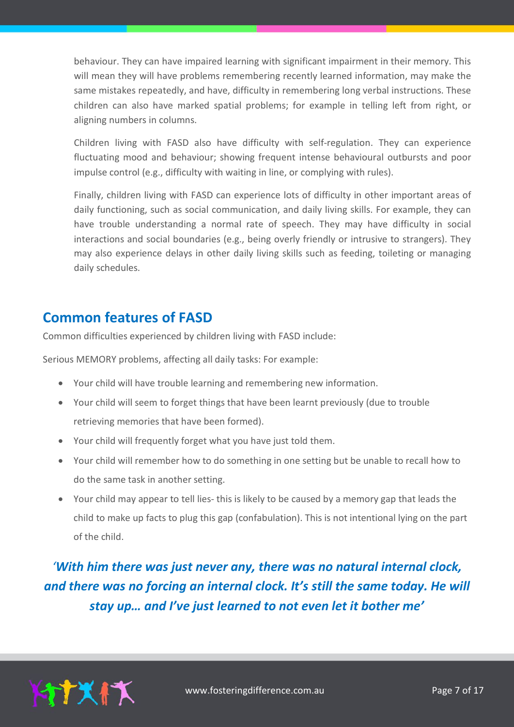behaviour. They can have impaired learning with significant impairment in their memory. This will mean they will have problems remembering recently learned information, may make the same mistakes repeatedly, and have, difficulty in remembering long verbal instructions. These children can also have marked spatial problems; for example in telling left from right, or aligning numbers in columns.

Children living with FASD also have difficulty with self-regulation. They can experience fluctuating mood and behaviour; showing frequent intense behavioural outbursts and poor impulse control (e.g., difficulty with waiting in line, or complying with rules).

Finally, children living with FASD can experience lots of difficulty in other important areas of daily functioning, such as social communication, and daily living skills. For example, they can have trouble understanding a normal rate of speech. They may have difficulty in social interactions and social boundaries (e.g., being overly friendly or intrusive to strangers). They may also experience delays in other daily living skills such as feeding, toileting or managing daily schedules.

## Common features of FASD

Common difficulties experienced by children living with FASD include:

Serious MEMORY problems, affecting all daily tasks: For example:

- Your child will have trouble learning and remembering new information.
- Your child will seem to forget things that have been learnt previously (due to trouble retrieving memories that have been formed).
- Your child will frequently forget what you have just told them.
- Your child will remember how to do something in one setting but be unable to recall how to do the same task in another setting.
- Your child may appear to tell lies- this is likely to be caused by a memory gap that leads the child to make up facts to plug this gap (confabulation). This is not intentional lying on the part of the child.

***'With him there was just never any, there was no natural internal clock, and there was no forcing an internal clock. It's still the same today. He will stay up… and I've just learned to not even let it bother me'***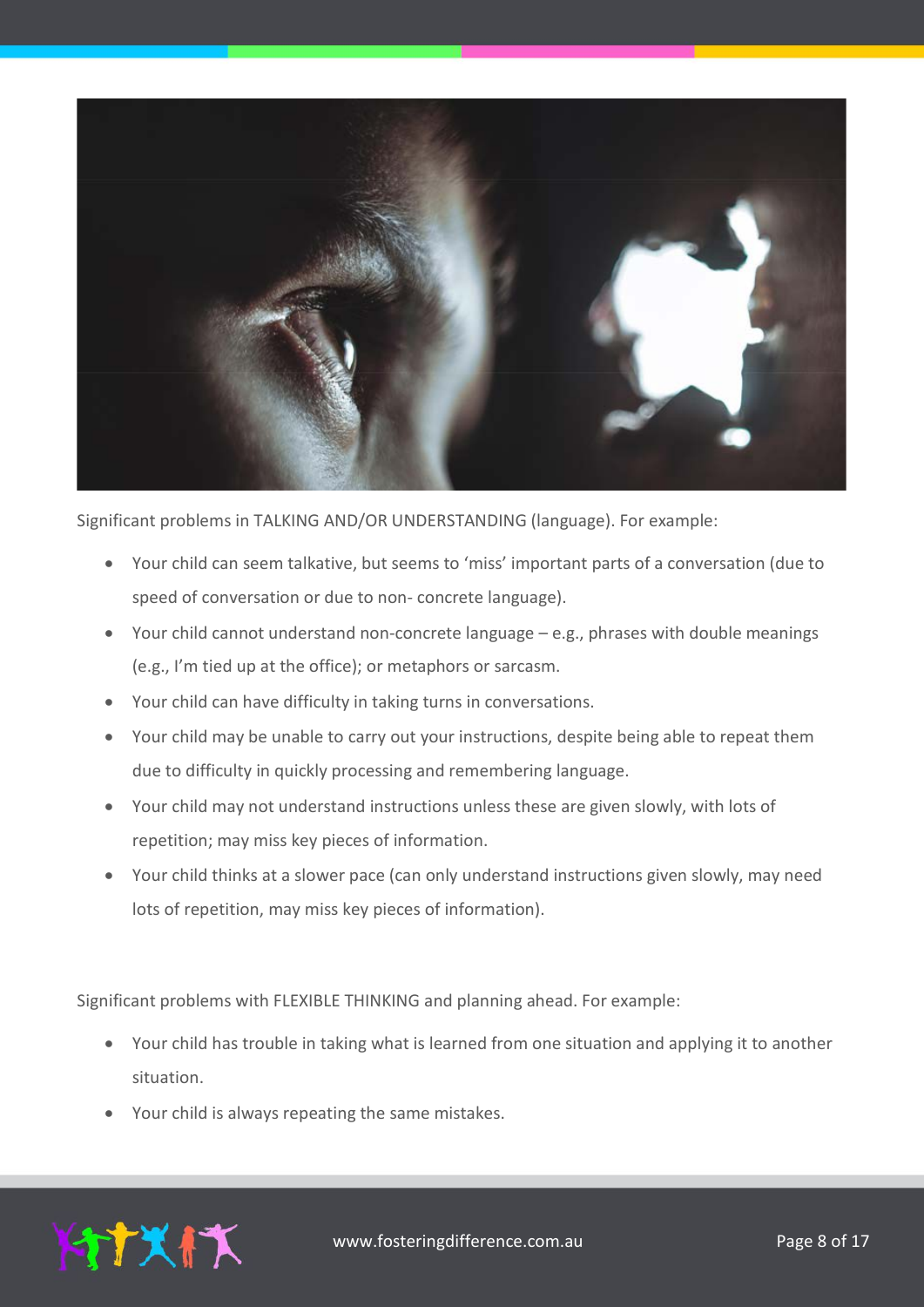Significant problems in TALKING AND/OR UNDERSTANDING (language). For example:

- Your child can seem talkative, but seems to 'miss' important parts of a conversation (due to speed of conversation or due to non- concrete language).
- Your child cannot understand non-concrete language – e.g., phrases with double meanings (e.g., I'm tied up at the office); or metaphors or sarcasm.
- Your child can have difficulty in taking turns in conversations.
- Your child may be unable to carry out your instructions, despite being able to repeat them due to difficulty in quickly processing and remembering language.
- Your child may not understand instructions unless these are given slowly, with lots of repetition; may miss key pieces of information.
- Your child thinks at a slower pace (can only understand instructions given slowly, may need lots of repetition, may miss key pieces of information).

Significant problems with FLEXIBLE THINKING and planning ahead. For example:

- Your child has trouble in taking what is learned from one situation and applying it to another situation.
- Your child is always repeating the same mistakes.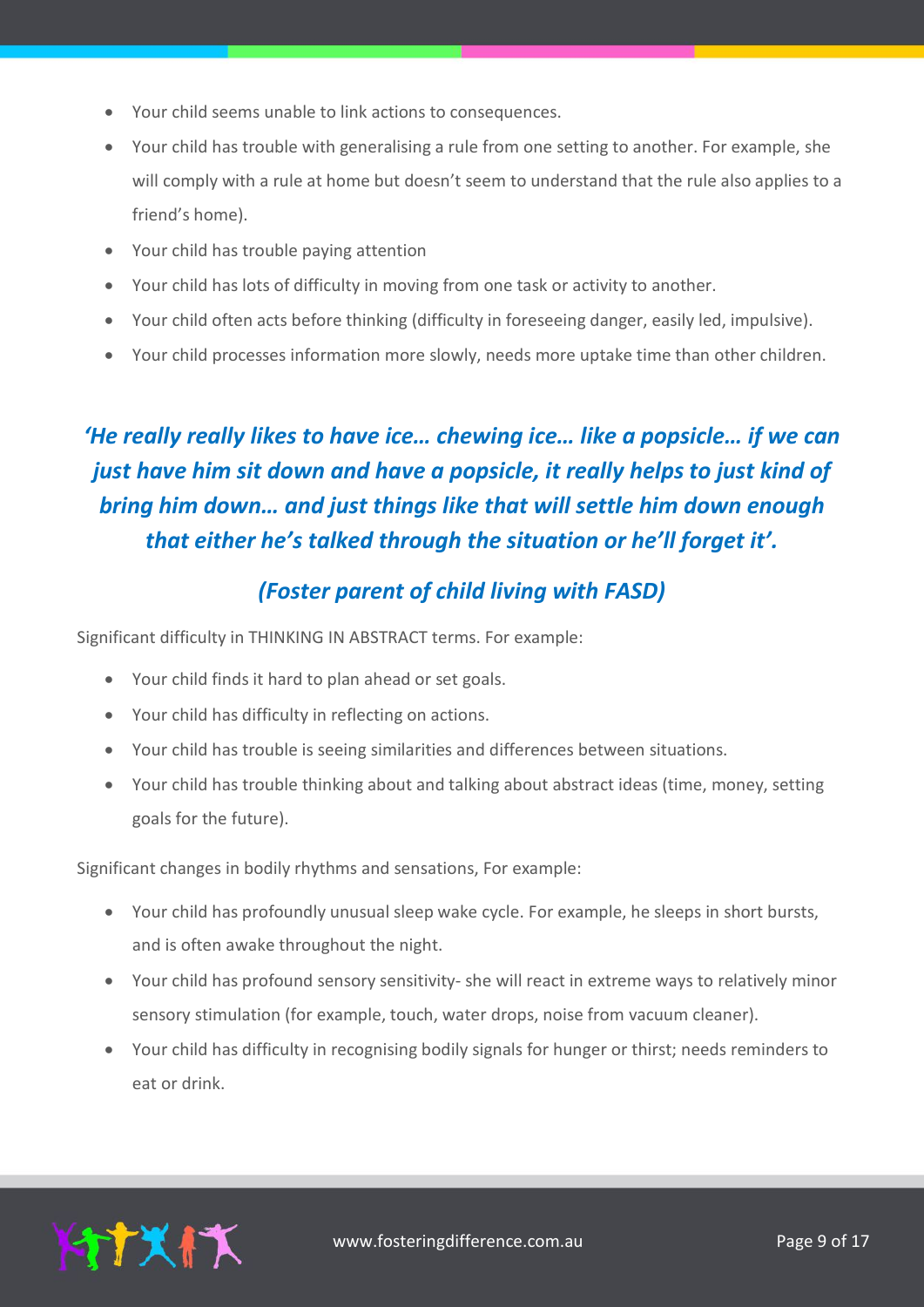- Your child seems unable to link actions to consequences.
- Your child has trouble with generalising a rule from one setting to another. For example, she will comply with a rule at home but doesn't seem to understand that the rule also applies to a friend's home).
- Your child has trouble paying attention
- Your child has lots of difficulty in moving from one task or activity to another.
- Your child often acts before thinking (difficulty in foreseeing danger, easily led, impulsive).
- Your child processes information more slowly, needs more uptake time than other children.

***'He really really likes to have ice… chewing ice… like a popsicle… if we can just have him sit down and have a popsicle, it really helps to just kind of bring him down… and just things like that will settle him down enough that either he's talked through the situation or he'll forget it'.***

***(Foster parent of child living with FASD)***

Significant difficulty in THINKING IN ABSTRACT terms. For example:

- Your child finds it hard to plan ahead or set goals.
- Your child has difficulty in reflecting on actions.
- Your child has trouble is seeing similarities and differences between situations.
- Your child has trouble thinking about and talking about abstract ideas (time, money, setting goals for the future).

Significant changes in bodily rhythms and sensations, For example:

- Your child has profoundly unusual sleep wake cycle. For example, he sleeps in short bursts, and is often awake throughout the night.
- Your child has profound sensory sensitivity- she will react in extreme ways to relatively minor sensory stimulation (for example, touch, water drops, noise from vacuum cleaner).
- Your child has difficulty in recognising bodily signals for hunger or thirst; needs reminders to eat or drink.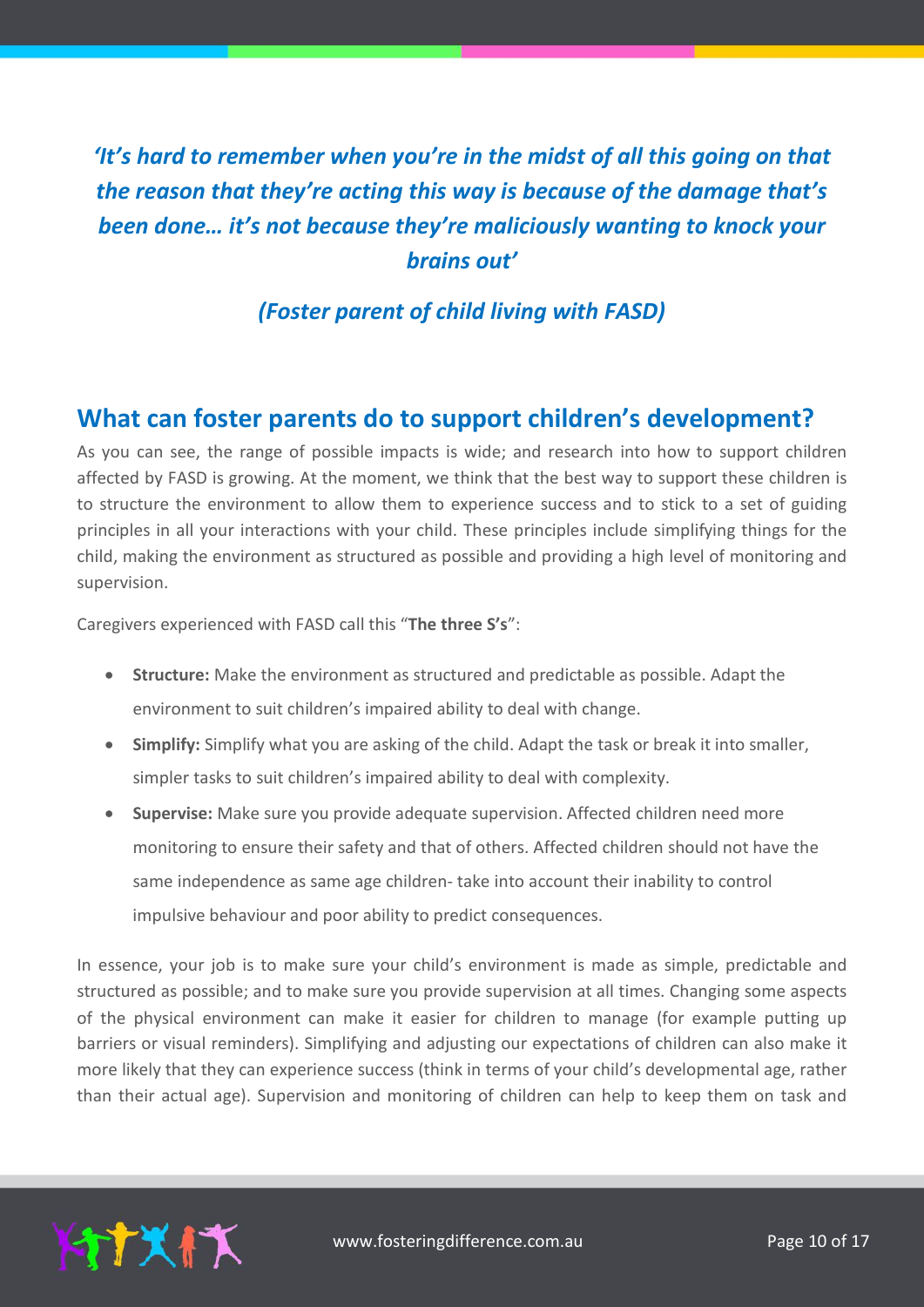*'It's hard to remember when you're in the midst of all this going on that the reason that they're acting this way is because of the damage that's been done… it's not because they're maliciously wanting to knock your brains out'*

*(Foster parent of child living with FASD)*

## What can foster parents do to support children's development?

As you can see, the range of possible impacts is wide; and research into how to support children affected by FASD is growing. At the moment, we think that the best way to support these children is to structure the environment to allow them to experience success and to stick to a set of guiding principles in all your interactions with your child. These principles include simplifying things for the child, making the environment as structured as possible and providing a high level of monitoring and supervision.

Caregivers experienced with FASD call this "**The three S's**":

- **Structure:** Make the environment as structured and predictable as possible. Adapt the environment to suit children's impaired ability to deal with change.
- **Simplify:** Simplify what you are asking of the child. Adapt the task or break it into smaller, simpler tasks to suit children's impaired ability to deal with complexity.
- **Supervise:** Make sure you provide adequate supervision. Affected children need more monitoring to ensure their safety and that of others. Affected children should not have the same independence as same age children- take into account their inability to control impulsive behaviour and poor ability to predict consequences.

In essence, your job is to make sure your child's environment is made as simple, predictable and structured as possible; and to make sure you provide supervision at all times. Changing some aspects of the physical environment can make it easier for children to manage (for example putting up barriers or visual reminders). Simplifying and adjusting our expectations of children can also make it more likely that they can experience success (think in terms of your child's developmental age, rather than their actual age). Supervision and monitoring of children can help to keep them on task and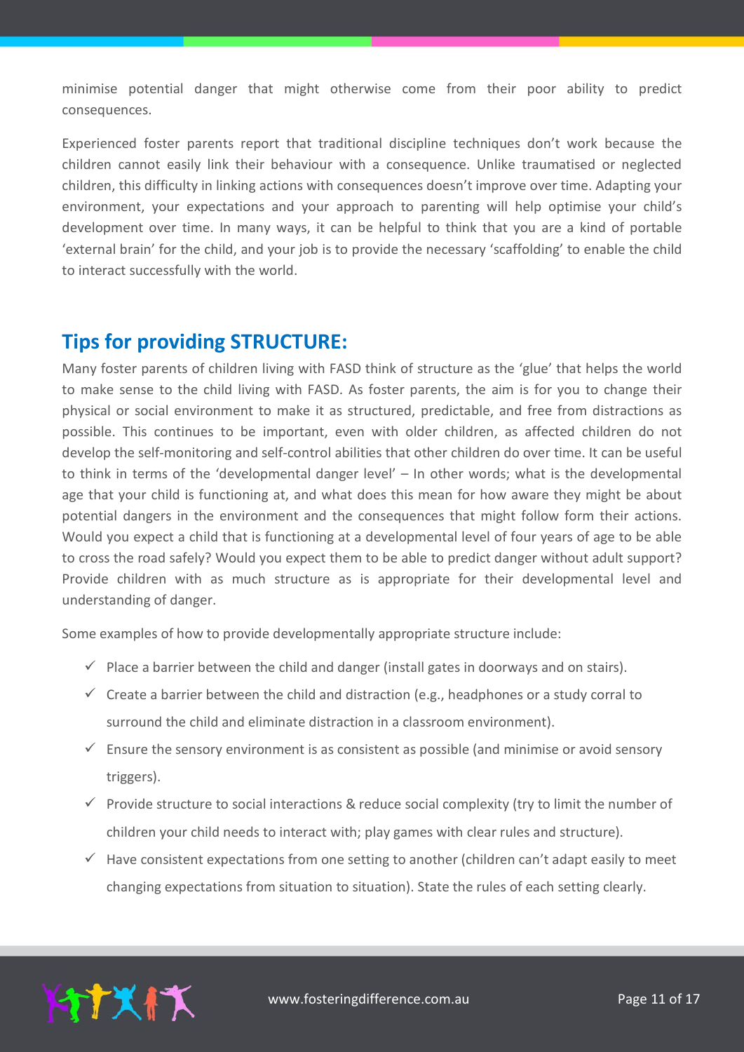minimise potential danger that might otherwise come from their poor ability to predict consequences.

Experienced foster parents report that traditional discipline techniques don't work because the children cannot easily link their behaviour with a consequence. Unlike traumatised or neglected children, this difficulty in linking actions with consequences doesn't improve over time. Adapting your environment, your expectations and your approach to parenting will help optimise your child's development over time. In many ways, it can be helpful to think that you are a kind of portable 'external brain' for the child, and your job is to provide the necessary 'scaffolding' to enable the child to interact successfully with the world.

## Tips for providing STRUCTURE:

Many foster parents of children living with FASD think of structure as the 'glue' that helps the world to make sense to the child living with FASD. As foster parents, the aim is for you to change their physical or social environment to make it as structured, predictable, and free from distractions as possible. This continues to be important, even with older children, as affected children do not develop the self-monitoring and self-control abilities that other children do over time. It can be useful to think in terms of the 'developmental danger level' – In other words; what is the developmental age that your child is functioning at, and what does this mean for how aware they might be about potential dangers in the environment and the consequences that might follow form their actions. Would you expect a child that is functioning at a developmental level of four years of age to be able to cross the road safely? Would you expect them to be able to predict danger without adult support? Provide children with as much structure as is appropriate for their developmental level and understanding of danger.

Some examples of how to provide developmentally appropriate structure include:

- ✓ Place a barrier between the child and danger (install gates in doorways and on stairs).
- ✓ Create a barrier between the child and distraction (e.g., headphones or a study corral to surround the child and eliminate distraction in a classroom environment).
- ✓ Ensure the sensory environment is as consistent as possible (and minimise or avoid sensory triggers).
- ✓ Provide structure to social interactions & reduce social complexity (try to limit the number of children your child needs to interact with; play games with clear rules and structure).
- ✓ Have consistent expectations from one setting to another (children can't adapt easily to meet changing expectations from situation to situation). State the rules of each setting clearly.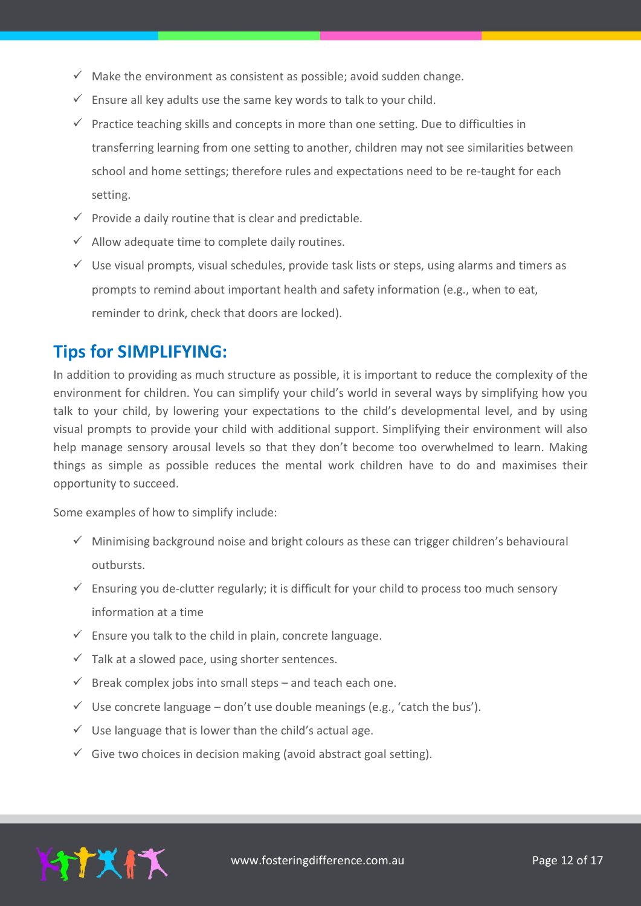- ✓ Make the environment as consistent as possible; avoid sudden change.
- ✓ Ensure all key adults use the same key words to talk to your child.
- ✓ Practice teaching skills and concepts in more than one setting. Due to difficulties in transferring learning from one setting to another, children may not see similarities between school and home settings; therefore rules and expectations need to be re-taught for each setting.
- ✓ Provide a daily routine that is clear and predictable.
- ✓ Allow adequate time to complete daily routines.
- ✓ Use visual prompts, visual schedules, provide task lists or steps, using alarms and timers as prompts to remind about important health and safety information (e.g., when to eat, reminder to drink, check that doors are locked).

## Tips for SIMPLIFYING:

In addition to providing as much structure as possible, it is important to reduce the complexity of the environment for children. You can simplify your child's world in several ways by simplifying how you talk to your child, by lowering your expectations to the child's developmental level, and by using visual prompts to provide your child with additional support. Simplifying their environment will also help manage sensory arousal levels so that they don't become too overwhelmed to learn. Making things as simple as possible reduces the mental work children have to do and maximises their opportunity to succeed.

Some examples of how to simplify include:

- ✓ Minimising background noise and bright colours as these can trigger children's behavioural outbursts.
- ✓ Ensuring you de-clutter regularly; it is difficult for your child to process too much sensory information at a time
- ✓ Ensure you talk to the child in plain, concrete language.
- ✓ Talk at a slowed pace, using shorter sentences.
- ✓ Break complex jobs into small steps – and teach each one.
- ✓ Use concrete language – don't use double meanings (e.g., 'catch the bus').
- ✓ Use language that is lower than the child's actual age.
- ✓ Give two choices in decision making (avoid abstract goal setting).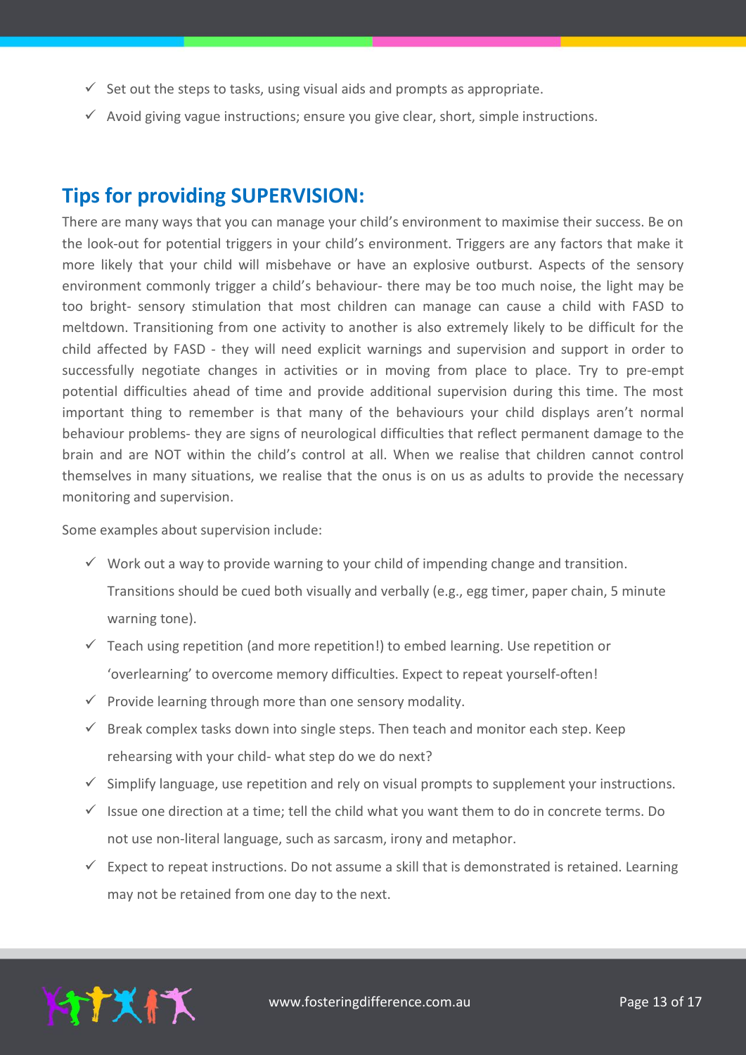- ✓ Set out the steps to tasks, using visual aids and prompts as appropriate.
- ✓ Avoid giving vague instructions; ensure you give clear, short, simple instructions.

## Tips for providing SUPERVISION:

There are many ways that you can manage your child's environment to maximise their success. Be on the look-out for potential triggers in your child's environment. Triggers are any factors that make it more likely that your child will misbehave or have an explosive outburst. Aspects of the sensory environment commonly trigger a child's behaviour- there may be too much noise, the light may be too bright- sensory stimulation that most children can manage can cause a child with FASD to meltdown. Transitioning from one activity to another is also extremely likely to be difficult for the child affected by FASD - they will need explicit warnings and supervision and support in order to successfully negotiate changes in activities or in moving from place to place. Try to pre-empt potential difficulties ahead of time and provide additional supervision during this time. The most important thing to remember is that many of the behaviours your child displays aren't normal behaviour problems- they are signs of neurological difficulties that reflect permanent damage to the brain and are NOT within the child's control at all. When we realise that children cannot control themselves in many situations, we realise that the onus is on us as adults to provide the necessary monitoring and supervision.

Some examples about supervision include:

- ✓ Work out a way to provide warning to your child of impending change and transition. Transitions should be cued both visually and verbally (e.g., egg timer, paper chain, 5 minute warning tone).
- ✓ Teach using repetition (and more repetition!) to embed learning. Use repetition or 'overlearning' to overcome memory difficulties. Expect to repeat yourself-often!
- ✓ Provide learning through more than one sensory modality.
- ✓ Break complex tasks down into single steps. Then teach and monitor each step. Keep rehearsing with your child- what step do we do next?
- ✓ Simplify language, use repetition and rely on visual prompts to supplement your instructions.
- ✓ Issue one direction at a time; tell the child what you want them to do in concrete terms. Do not use non-literal language, such as sarcasm, irony and metaphor.
- ✓ Expect to repeat instructions. Do not assume a skill that is demonstrated is retained. Learning may not be retained from one day to the next.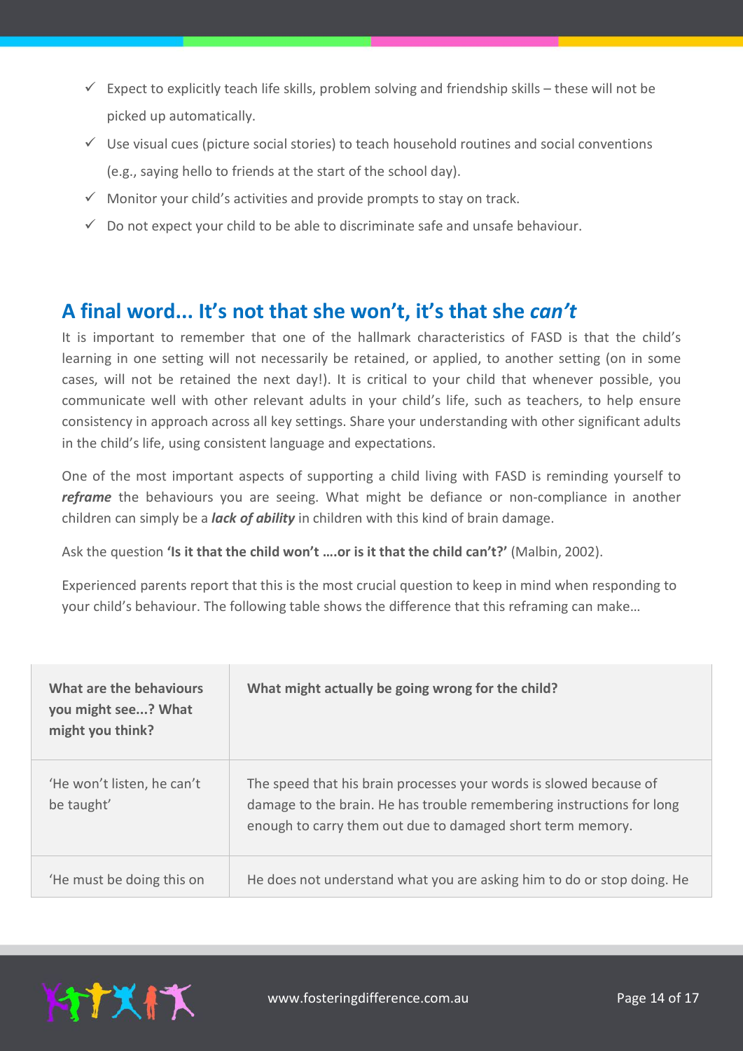- ✓ Expect to explicitly teach life skills, problem solving and friendship skills – these will not be picked up automatically.
- ✓ Use visual cues (picture social stories) to teach household routines and social conventions (e.g., saying hello to friends at the start of the school day).
- ✓ Monitor your child's activities and provide prompts to stay on track.
- ✓ Do not expect your child to be able to discriminate safe and unsafe behaviour.

## A final word... It's not that she won't, it's that she *can't*

It is important to remember that one of the hallmark characteristics of FASD is that the child's learning in one setting will not necessarily be retained, or applied, to another setting (on in some cases, will not be retained the next day!). It is critical to your child that whenever possible, you communicate well with other relevant adults in your child's life, such as teachers, to help ensure consistency in approach across all key settings. Share your understanding with other significant adults in the child's life, using consistent language and expectations.

One of the most important aspects of supporting a child living with FASD is reminding yourself to ***reframe*** the behaviours you are seeing. What might be defiance or non-compliance in another children can simply be a ***lack of ability*** in children with this kind of brain damage.

Ask the question **'Is it that the child won't ….or is it that the child can't?'** (Malbin, 2002).

Experienced parents report that this is the most crucial question to keep in mind when responding to your child's behaviour. The following table shows the difference that this reframing can make…

| What are the behaviours you might see...? What might you think? | What might actually be going wrong for the child? |
|---|---|
| 'He won't listen, he can't be taught' | The speed that his brain processes your words is slowed because of damage to the brain. He has trouble remembering instructions for long enough to carry them out due to damaged short term memory. |
| 'He must be doing this on | He does not understand what you are asking him to do or stop doing. He |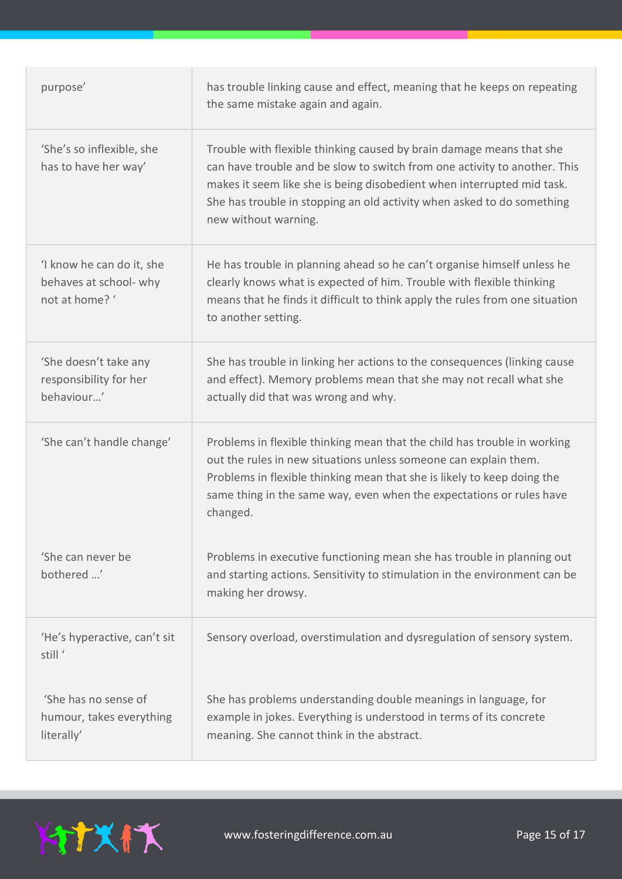| | |
|---|---|
| purpose' | has trouble linking cause and effect, meaning that he keeps on repeating the same mistake again and again. |
| 'She's so inflexible, she has to have her way' | Trouble with flexible thinking caused by brain damage means that she can have trouble and be slow to switch from one activity to another. This makes it seem like she is being disobedient when interrupted mid task. She has trouble in stopping an old activity when asked to do something new without warning. |
| 'I know he can do it, she behaves at school- why not at home? ' | He has trouble in planning ahead so he can't organise himself unless he clearly knows what is expected of him. Trouble with flexible thinking means that he finds it difficult to think apply the rules from one situation to another setting. |
| 'She doesn't take any responsibility for her behaviour…' | She has trouble in linking her actions to the consequences (linking cause and effect). Memory problems mean that she may not recall what she actually did that was wrong and why. |
| 'She can't handle change' | Problems in flexible thinking mean that the child has trouble in working out the rules in new situations unless someone can explain them. Problems in flexible thinking mean that she is likely to keep doing the same thing in the same way, even when the expectations or rules have changed. |
| 'She can never be bothered …' | Problems in executive functioning mean she has trouble in planning out and starting actions. Sensitivity to stimulation in the environment can be making her drowsy. |
| 'He's hyperactive, can't sit still ' | Sensory overload, overstimulation and dysregulation of sensory system. |
| 'She has no sense of humour, takes everything literally' | She has problems understanding double meanings in language, for example in jokes. Everything is understood in terms of its concrete meaning. She cannot think in the abstract. |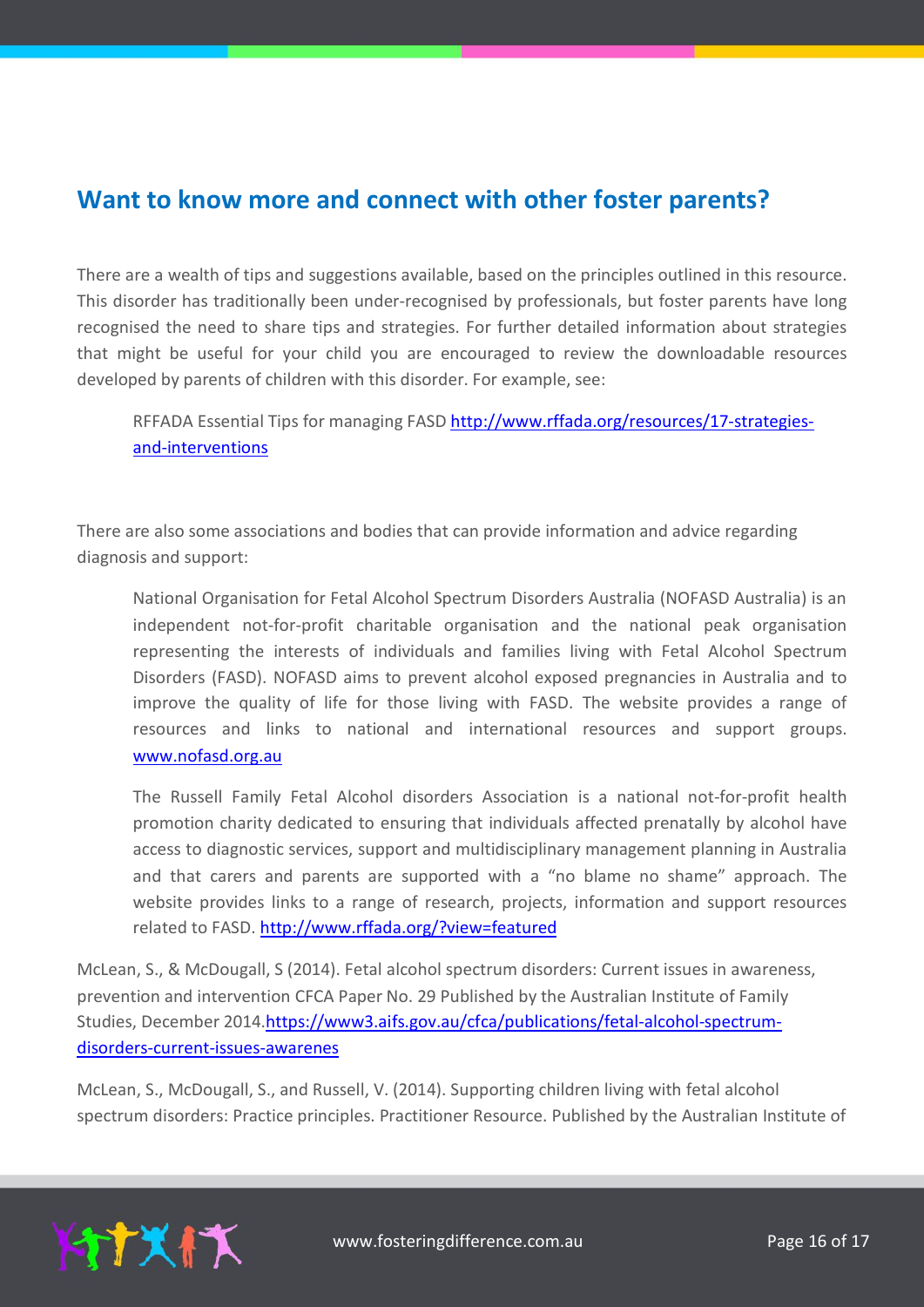## Want to know more and connect with other foster parents?

There are a wealth of tips and suggestions available, based on the principles outlined in this resource. This disorder has traditionally been under-recognised by professionals, but foster parents have long recognised the need to share tips and strategies. For further detailed information about strategies that might be useful for your child you are encouraged to review the downloadable resources developed by parents of children with this disorder. For example, see:

> RFFADA Essential Tips for managing FASD http://www.rffada.org/resources/17-strategies-and-interventions

There are also some associations and bodies that can provide information and advice regarding diagnosis and support:

> National Organisation for Fetal Alcohol Spectrum Disorders Australia (NOFASD Australia) is an independent not-for-profit charitable organisation and the national peak organisation representing the interests of individuals and families living with Fetal Alcohol Spectrum Disorders (FASD). NOFASD aims to prevent alcohol exposed pregnancies in Australia and to improve the quality of life for those living with FASD. The website provides a range of resources and links to national and international resources and support groups. www.nofasd.org.au

> The Russell Family Fetal Alcohol disorders Association is a national not-for-profit health promotion charity dedicated to ensuring that individuals affected prenatally by alcohol have access to diagnostic services, support and multidisciplinary management planning in Australia and that carers and parents are supported with a "no blame no shame" approach. The website provides links to a range of research, projects, information and support resources related to FASD. http://www.rffada.org/?view=featured

McLean, S., & McDougall, S (2014). Fetal alcohol spectrum disorders: Current issues in awareness, prevention and intervention CFCA Paper No. 29 Published by the Australian Institute of Family Studies, December 2014.https://www3.aifs.gov.au/cfca/publications/fetal-alcohol-spectrum-disorders-current-issues-awarenes

McLean, S., McDougall, S., and Russell, V. (2014). Supporting children living with fetal alcohol spectrum disorders: Practice principles. Practitioner Resource. Published by the Australian Institute of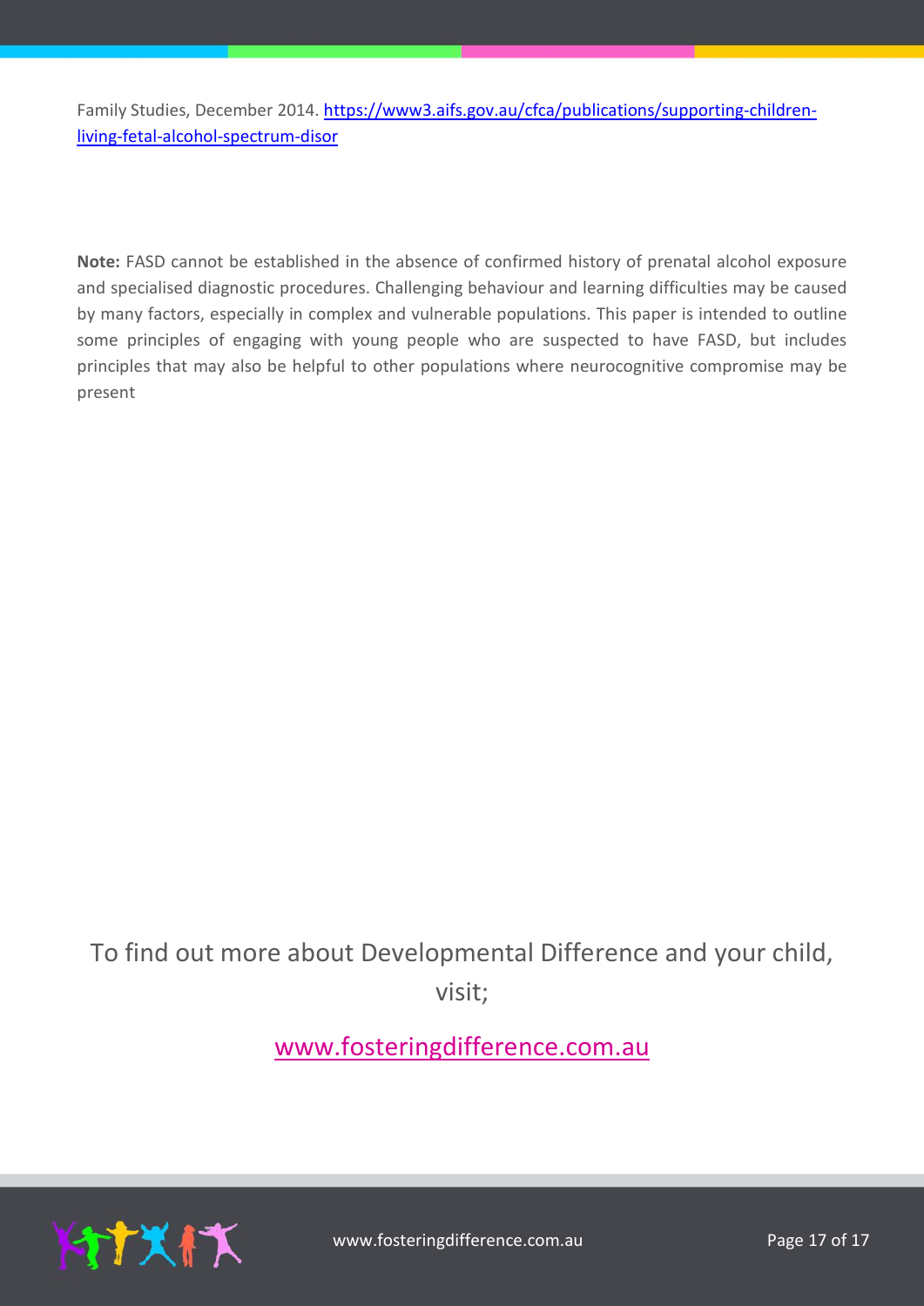Family Studies, December 2014. [https://www3.aifs.gov.au/cfca/publications/supporting-children-living-fetal-alcohol-spectrum-disor](https://www3.aifs.gov.au/cfca/publications/supporting-children-living-fetal-alcohol-spectrum-disor)

**Note:** FASD cannot be established in the absence of confirmed history of prenatal alcohol exposure and specialised diagnostic procedures. Challenging behaviour and learning difficulties may be caused by many factors, especially in complex and vulnerable populations. This paper is intended to outline some principles of engaging with young people who are suspected to have FASD, but includes principles that may also be helpful to other populations where neurocognitive compromise may be present

To find out more about Developmental Difference and your child, visit;

[www.fosteringdifference.com.au](http://www.fosteringdifference.com.au)